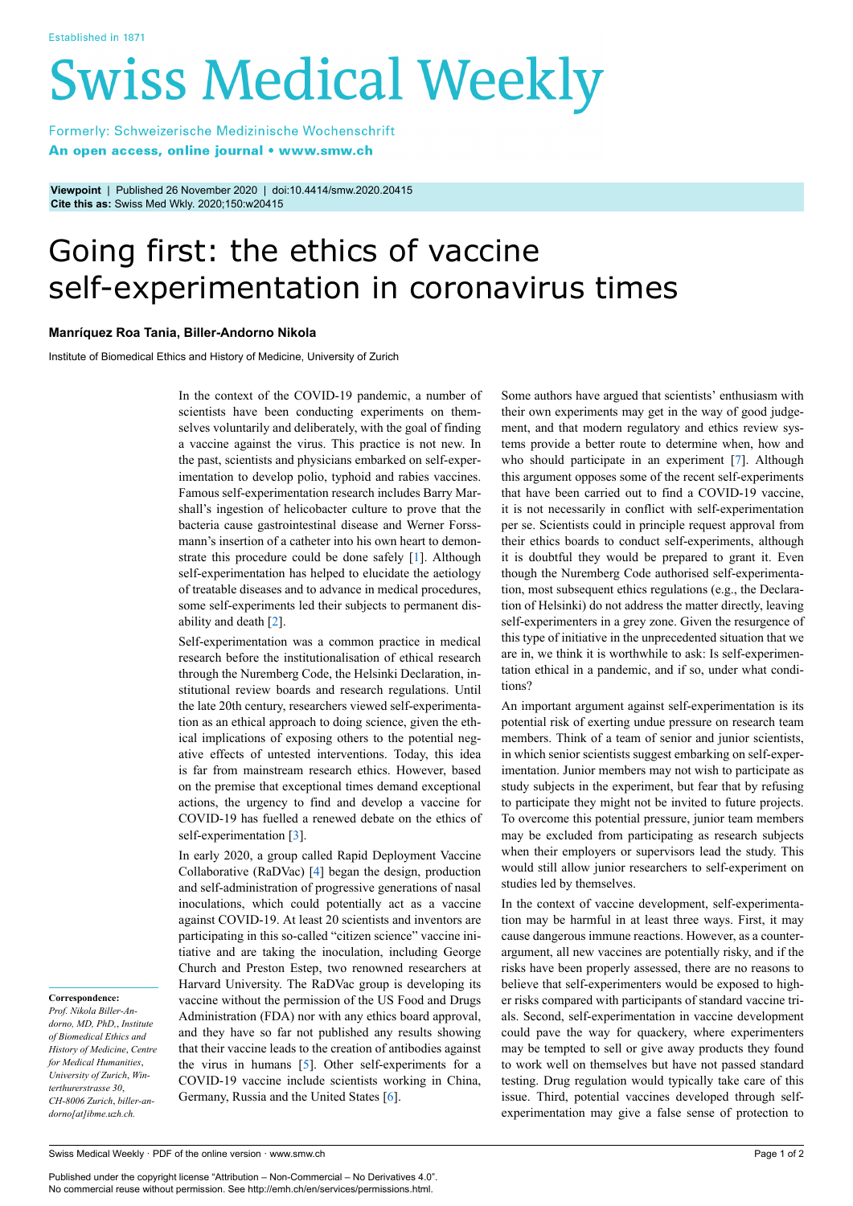Established in 1871

# Swiss Medical Weekly

Formerly: Schweizerische Medizinische Wochenschrift
**An open access, online journal • www.smw.ch**

**Viewpoint** | Published 26 November 2020 | doi:10.4414/smw.2020.20415
**Cite this as:** Swiss Med Wkly. 2020;150:w20415

# Going first: the ethics of vaccine self-experimentation in coronavirus times

**Manríquez Roa Tania, Biller-Andorno Nikola**

Institute of Biomedical Ethics and History of Medicine, University of Zurich

In the context of the COVID-19 pandemic, a number of scientists have been conducting experiments on themselves voluntarily and deliberately, with the goal of finding a vaccine against the virus. This practice is not new. In the past, scientists and physicians embarked on self-experimentation to develop polio, typhoid and rabies vaccines. Famous self-experimentation research includes Barry Marshall's ingestion of helicobacter culture to prove that the bacteria cause gastrointestinal disease and Werner Forssmann's insertion of a catheter into his own heart to demonstrate this procedure could be done safely [1]. Although self-experimentation has helped to elucidate the aetiology of treatable diseases and to advance in medical procedures, some self-experiments led their subjects to permanent disability and death [2].

Self-experimentation was a common practice in medical research before the institutionalisation of ethical research through the Nuremberg Code, the Helsinki Declaration, institutional review boards and research regulations. Until the late 20th century, researchers viewed self-experimentation as an ethical approach to doing science, given the ethical implications of exposing others to the potential negative effects of untested interventions. Today, this idea is far from mainstream research ethics. However, based on the premise that exceptional times demand exceptional actions, the urgency to find and develop a vaccine for COVID-19 has fuelled a renewed debate on the ethics of self-experimentation [3].

In early 2020, a group called Rapid Deployment Vaccine Collaborative (RaDVac) [4] began the design, production and self-administration of progressive generations of nasal inoculations, which could potentially act as a vaccine against COVID-19. At least 20 scientists and inventors are participating in this so-called "citizen science" vaccine initiative and are taking the inoculation, including George Church and Preston Estep, two renowned researchers at Harvard University. The RaDVac group is developing its vaccine without the permission of the US Food and Drugs Administration (FDA) nor with any ethics board approval, and they have so far not published any results showing that their vaccine leads to the creation of antibodies against the virus in humans [5]. Other self-experiments for a COVID-19 vaccine include scientists working in China, Germany, Russia and the United States [6].

Some authors have argued that scientists' enthusiasm with their own experiments may get in the way of good judgement, and that modern regulatory and ethics review systems provide a better route to determine when, how and who should participate in an experiment [7]. Although this argument opposes some of the recent self-experiments that have been carried out to find a COVID-19 vaccine, it is not necessarily in conflict with self-experimentation per se. Scientists could in principle request approval from their ethics boards to conduct self-experiments, although it is doubtful they would be prepared to grant it. Even though the Nuremberg Code authorised self-experimentation, most subsequent ethics regulations (e.g., the Declaration of Helsinki) do not address the matter directly, leaving self-experimenters in a grey zone. Given the resurgence of this type of initiative in the unprecedented situation that we are in, we think it is worthwhile to ask: Is self-experimentation ethical in a pandemic, and if so, under what conditions?

An important argument against self-experimentation is its potential risk of exerting undue pressure on research team members. Think of a team of senior and junior scientists, in which senior scientists suggest embarking on self-experimentation. Junior members may not wish to participate as study subjects in the experiment, but fear that by refusing to participate they might not be invited to future projects. To overcome this potential pressure, junior team members may be excluded from participating as research subjects when their employers or supervisors lead the study. This would still allow junior researchers to self-experiment on studies led by themselves.

In the context of vaccine development, self-experimentation may be harmful in at least three ways. First, it may cause dangerous immune reactions. However, as a counterargument, all new vaccines are potentially risky, and if the risks have been properly assessed, there are no reasons to believe that self-experimenters would be exposed to higher risks compared with participants of standard vaccine trials. Second, self-experimentation in vaccine development could pave the way for quackery, where experimenters may be tempted to sell or give away products they found to work well on themselves but have not passed standard testing. Drug regulation would typically take care of this issue. Third, potential vaccines developed through self-experimentation may give a false sense of protection to

**Correspondence:**
*Prof. Nikola Biller-Andorno, MD, PhD,, Institute of Biomedical Ethics and History of Medicine, Centre for Medical Humanities, University of Zurich, Winterthurerstrasse 30, CH-8006 Zurich, biller-andorno[at]ibme.uzh.ch.*

Published under the copyright license "Attribution – Non-Commercial – No Derivatives 4.0".
No commercial reuse without permission. See http://emh.ch/en/services/permissions.html.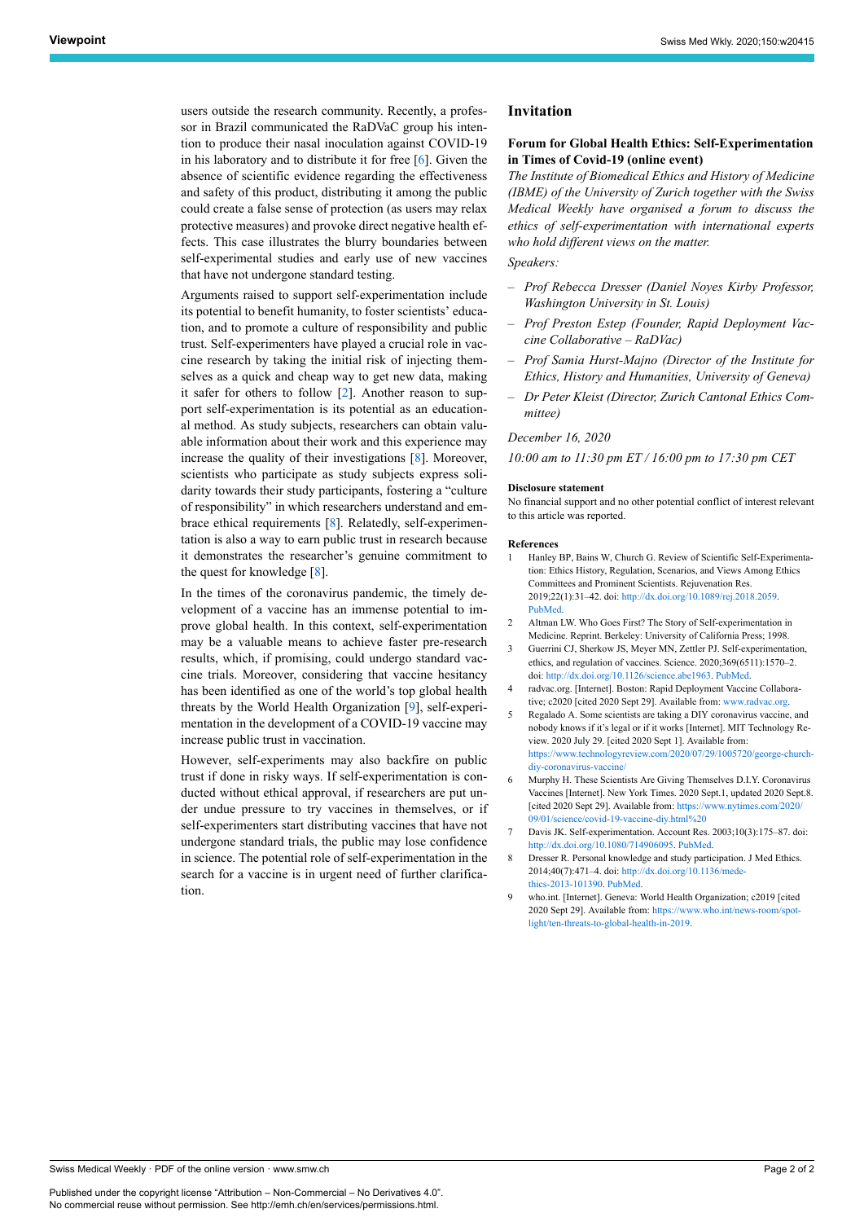users outside the research community. Recently, a professor in Brazil communicated the RaDVaC group his intention to produce their nasal inoculation against COVID-19 in his laboratory and to distribute it for free [6]. Given the absence of scientific evidence regarding the effectiveness and safety of this product, distributing it among the public could create a false sense of protection (as users may relax protective measures) and provoke direct negative health effects. This case illustrates the blurry boundaries between self-experimental studies and early use of new vaccines that have not undergone standard testing.

Arguments raised to support self-experimentation include its potential to benefit humanity, to foster scientists' education, and to promote a culture of responsibility and public trust. Self-experimenters have played a crucial role in vaccine research by taking the initial risk of injecting themselves as a quick and cheap way to get new data, making it safer for others to follow [2]. Another reason to support self-experimentation is its potential as an educational method. As study subjects, researchers can obtain valuable information about their work and this experience may increase the quality of their investigations [8]. Moreover, scientists who participate as study subjects express solidarity towards their study participants, fostering a "culture of responsibility" in which researchers understand and embrace ethical requirements [8]. Relatedly, self-experimentation is also a way to earn public trust in research because it demonstrates the researcher's genuine commitment to the quest for knowledge [8].

In the times of the coronavirus pandemic, the timely development of a vaccine has an immense potential to improve global health. In this context, self-experimentation may be a valuable means to achieve faster pre-research results, which, if promising, could undergo standard vaccine trials. Moreover, considering that vaccine hesitancy has been identified as one of the world's top global health threats by the World Health Organization [9], self-experimentation in the development of a COVID-19 vaccine may increase public trust in vaccination.

However, self-experiments may also backfire on public trust if done in risky ways. If self-experimentation is conducted without ethical approval, if researchers are put under undue pressure to try vaccines in themselves, or if self-experimenters start distributing vaccines that have not undergone standard trials, the public may lose confidence in science. The potential role of self-experimentation in the search for a vaccine is in urgent need of further clarification.

## Invitation

### Forum for Global Health Ethics: Self-Experimentation in Times of Covid-19 (online event)

*The Institute of Biomedical Ethics and History of Medicine (IBME) of the University of Zurich together with the Swiss Medical Weekly have organised a forum to discuss the ethics of self-experimentation with international experts who hold different views on the matter.*

*Speakers:*

- *Prof Rebecca Dresser (Daniel Noyes Kirby Professor, Washington University in St. Louis)*
- *Prof Preston Estep (Founder, Rapid Deployment Vaccine Collaborative – RaDVac)*
- *Prof Samia Hurst-Majno (Director of the Institute for Ethics, History and Humanities, University of Geneva)*
- *Dr Peter Kleist (Director, Zurich Cantonal Ethics Committee)*

*December 16, 2020*

*10:00 am to 11:30 pm ET / 16:00 pm to 17:30 pm CET*

#### Disclosure statement

No financial support and no other potential conflict of interest relevant to this article was reported.

#### References

1. Hanley BP, Bains W, Church G. Review of Scientific Self-Experimentation: Ethics History, Regulation, Scenarios, and Views Among Ethics Committees and Prominent Scientists. Rejuvenation Res. 2019;22(1):31–42. doi: http://dx.doi.org/10.1089/rej.2018.2059. PubMed.
2. Altman LW. Who Goes First? The Story of Self-experimentation in Medicine. Reprint. Berkeley: University of California Press; 1998.
3. Guerrini CJ, Sherkow JS, Meyer MN, Zettler PJ. Self-experimentation, ethics, and regulation of vaccines. Science. 2020;369(6511):1570–2. doi: http://dx.doi.org/10.1126/science.abe1963. PubMed.
4. radvac.org. [Internet]. Boston: Rapid Deployment Vaccine Collaborative; c2020 [cited 2020 Sept 29]. Available from: www.radvac.org.
5. Regalado A. Some scientists are taking a DIY coronavirus vaccine, and nobody knows if it's legal or if it works [Internet]. MIT Technology Review. 2020 July 29. [cited 2020 Sept 1]. Available from: https://www.technologyreview.com/2020/07/29/1005720/george-church-diy-coronavirus-vaccine/
6. Murphy H. These Scientists Are Giving Themselves D.I.Y. Coronavirus Vaccines [Internet]. New York Times. 2020 Sept.1, updated 2020 Sept.8. [cited 2020 Sept 29]. Available from: https://www.nytimes.com/2020/09/01/science/covid-19-vaccine-diy.html%20
7. Davis JK. Self-experimentation. Account Res. 2003;10(3):175–87. doi: http://dx.doi.org/10.1080/714906095. PubMed.
8. Dresser R. Personal knowledge and study participation. J Med Ethics. 2014;40(7):471–4. doi: http://dx.doi.org/10.1136/medethics-2013-101390. PubMed.
9. who.int. [Internet]. Geneva: World Health Organization; c2019 [cited 2020 Sept 29]. Available from: https://www.who.int/news-room/spotlight/ten-threats-to-global-health-in-2019.